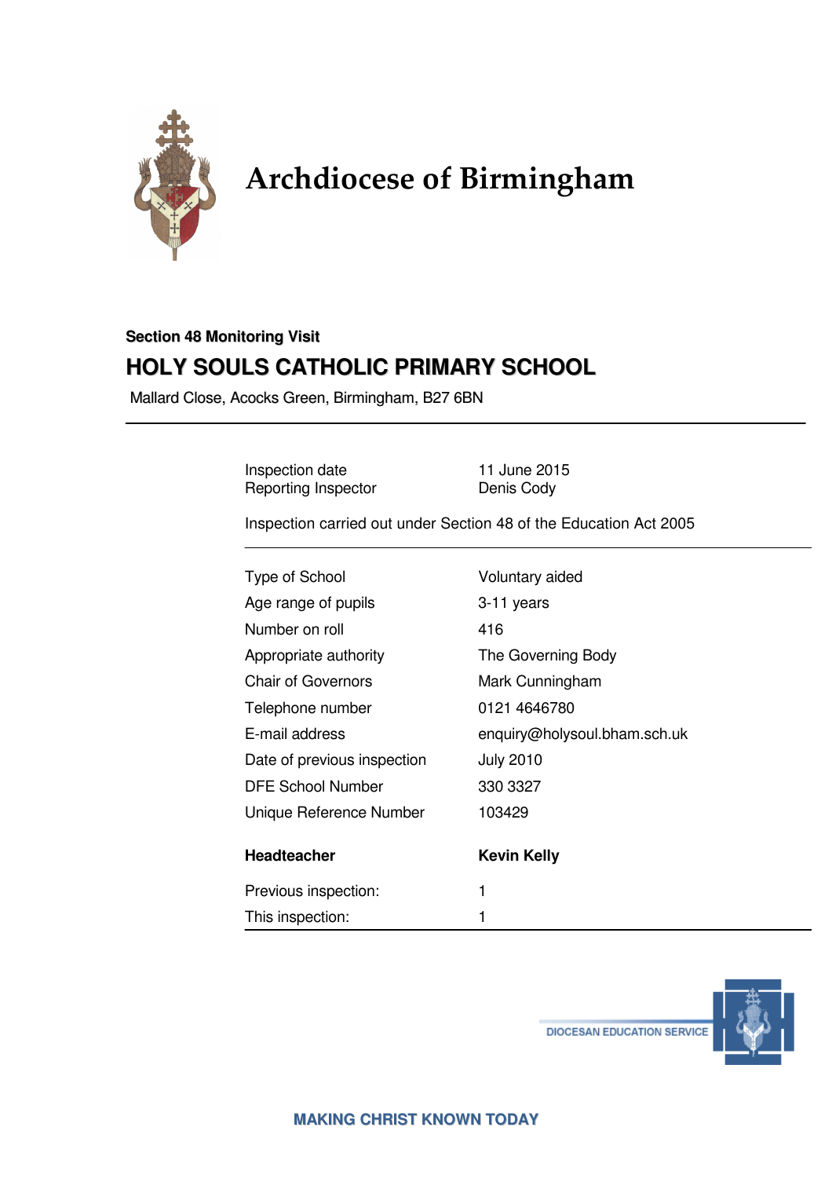# Archdiocese of Birmingham

**Section 48 Monitoring Visit**

## HOLY SOULS CATHOLIC PRIMARY SCHOOL

Mallard Close, Acocks Green, Birmingham, B27 6BN

---

| | |
|---|---|
| Inspection date | 11 June 2015 |
| Reporting Inspector | Denis Cody |

Inspection carried out under Section 48 of the Education Act 2005

---

| | |
|---|---|
| Type of School | Voluntary aided |
| Age range of pupils | 3-11 years |
| Number on roll | 416 |
| Appropriate authority | The Governing Body |
| Chair of Governors | Mark Cunningham |
| Telephone number | 0121 4646780 |
| E-mail address | enquiry@holysoul.bham.sch.uk |
| Date of previous inspection | July 2010 |
| DFE School Number | 330 3327 |
| Unique Reference Number | 103429 |
| **Headteacher** | **Kevin Kelly** |
| Previous inspection: | 1 |
| This inspection: | 1 |

DIOCESAN EDUCATION SERVICE

**MAKING CHRIST KNOWN TODAY**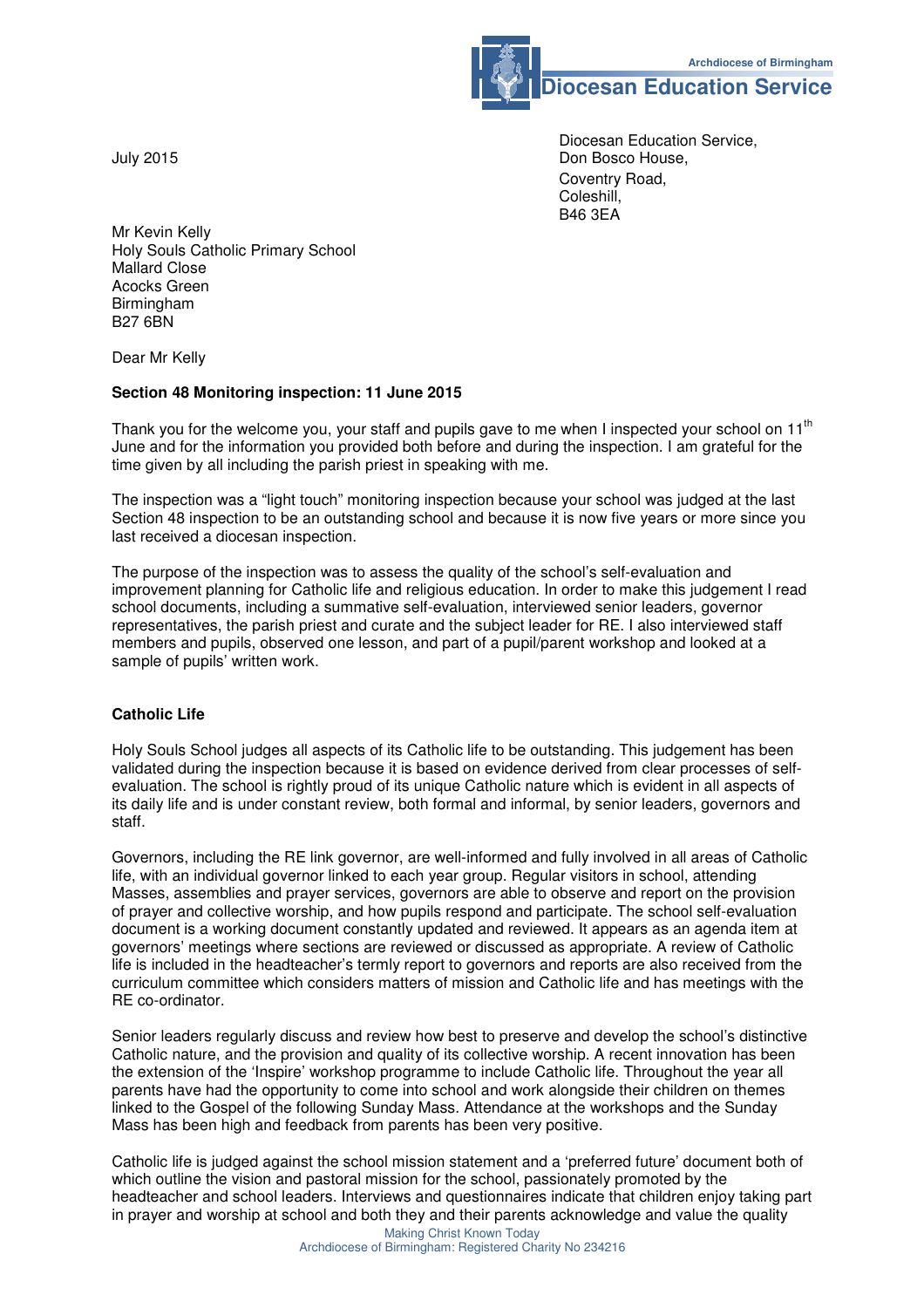July 2015

Diocesan Education Service,
Don Bosco House,
Coventry Road,
Coleshill,
B46 3EA

Mr Kevin Kelly
Holy Souls Catholic Primary School
Mallard Close
Acocks Green
Birmingham
B27 6BN

Dear Mr Kelly

**Section 48 Monitoring inspection: 11 June 2015**

Thank you for the welcome you, your staff and pupils gave to me when I inspected your school on 11th June and for the information you provided both before and during the inspection. I am grateful for the time given by all including the parish priest in speaking with me.

The inspection was a "light touch" monitoring inspection because your school was judged at the last Section 48 inspection to be an outstanding school and because it is now five years or more since you last received a diocesan inspection.

The purpose of the inspection was to assess the quality of the school's self-evaluation and improvement planning for Catholic life and religious education. In order to make this judgement I read school documents, including a summative self-evaluation, interviewed senior leaders, governor representatives, the parish priest and curate and the subject leader for RE. I also interviewed staff members and pupils, observed one lesson, and part of a pupil/parent workshop and looked at a sample of pupils' written work.

## Catholic Life

Holy Souls School judges all aspects of its Catholic life to be outstanding. This judgement has been validated during the inspection because it is based on evidence derived from clear processes of self-evaluation. The school is rightly proud of its unique Catholic nature which is evident in all aspects of its daily life and is under constant review, both formal and informal, by senior leaders, governors and staff.

Governors, including the RE link governor, are well-informed and fully involved in all areas of Catholic life, with an individual governor linked to each year group. Regular visitors in school, attending Masses, assemblies and prayer services, governors are able to observe and report on the provision of prayer and collective worship, and how pupils respond and participate. The school self-evaluation document is a working document constantly updated and reviewed. It appears as an agenda item at governors' meetings where sections are reviewed or discussed as appropriate. A review of Catholic life is included in the headteacher's termly report to governors and reports are also received from the curriculum committee which considers matters of mission and Catholic life and has meetings with the RE co-ordinator.

Senior leaders regularly discuss and review how best to preserve and develop the school's distinctive Catholic nature, and the provision and quality of its collective worship. A recent innovation has been the extension of the 'Inspire' workshop programme to include Catholic life. Throughout the year all parents have had the opportunity to come into school and work alongside their children on themes linked to the Gospel of the following Sunday Mass. Attendance at the workshops and the Sunday Mass has been high and feedback from parents has been very positive.

Catholic life is judged against the school mission statement and a 'preferred future' document both of which outline the vision and pastoral mission for the school, passionately promoted by the headteacher and school leaders. Interviews and questionnaires indicate that children enjoy taking part in prayer and worship at school and both they and their parents acknowledge and value the quality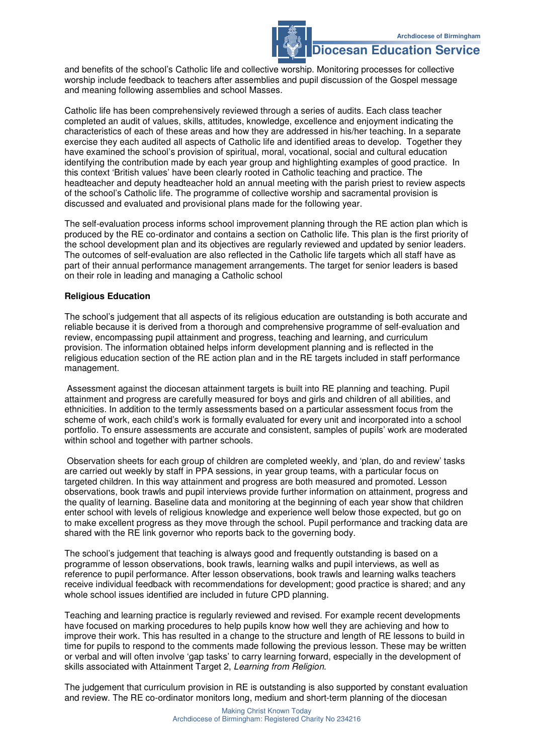and benefits of the school's Catholic life and collective worship. Monitoring processes for collective worship include feedback to teachers after assemblies and pupil discussion of the Gospel message and meaning following assemblies and school Masses.

Catholic life has been comprehensively reviewed through a series of audits. Each class teacher completed an audit of values, skills, attitudes, knowledge, excellence and enjoyment indicating the characteristics of each of these areas and how they are addressed in his/her teaching. In a separate exercise they each audited all aspects of Catholic life and identified areas to develop. Together they have examined the school's provision of spiritual, moral, vocational, social and cultural education identifying the contribution made by each year group and highlighting examples of good practice. In this context 'British values' have been clearly rooted in Catholic teaching and practice. The headteacher and deputy headteacher hold an annual meeting with the parish priest to review aspects of the school's Catholic life. The programme of collective worship and sacramental provision is discussed and evaluated and provisional plans made for the following year.

The self-evaluation process informs school improvement planning through the RE action plan which is produced by the RE co-ordinator and contains a section on Catholic life. This plan is the first priority of the school development plan and its objectives are regularly reviewed and updated by senior leaders. The outcomes of self-evaluation are also reflected in the Catholic life targets which all staff have as part of their annual performance management arrangements. The target for senior leaders is based on their role in leading and managing a Catholic school

**Religious Education**

The school's judgement that all aspects of its religious education are outstanding is both accurate and reliable because it is derived from a thorough and comprehensive programme of self-evaluation and review, encompassing pupil attainment and progress, teaching and learning, and curriculum provision. The information obtained helps inform development planning and is reflected in the religious education section of the RE action plan and in the RE targets included in staff performance management.

Assessment against the diocesan attainment targets is built into RE planning and teaching. Pupil attainment and progress are carefully measured for boys and girls and children of all abilities, and ethnicities. In addition to the termly assessments based on a particular assessment focus from the scheme of work, each child's work is formally evaluated for every unit and incorporated into a school portfolio. To ensure assessments are accurate and consistent, samples of pupils' work are moderated within school and together with partner schools.

Observation sheets for each group of children are completed weekly, and 'plan, do and review' tasks are carried out weekly by staff in PPA sessions, in year group teams, with a particular focus on targeted children. In this way attainment and progress are both measured and promoted. Lesson observations, book trawls and pupil interviews provide further information on attainment, progress and the quality of learning. Baseline data and monitoring at the beginning of each year show that children enter school with levels of religious knowledge and experience well below those expected, but go on to make excellent progress as they move through the school. Pupil performance and tracking data are shared with the RE link governor who reports back to the governing body.

The school's judgement that teaching is always good and frequently outstanding is based on a programme of lesson observations, book trawls, learning walks and pupil interviews, as well as reference to pupil performance. After lesson observations, book trawls and learning walks teachers receive individual feedback with recommendations for development; good practice is shared; and any whole school issues identified are included in future CPD planning.

Teaching and learning practice is regularly reviewed and revised. For example recent developments have focused on marking procedures to help pupils know how well they are achieving and how to improve their work. This has resulted in a change to the structure and length of RE lessons to build in time for pupils to respond to the comments made following the previous lesson. These may be written or verbal and will often involve 'gap tasks' to carry learning forward, especially in the development of skills associated with Attainment Target 2, *Learning from Religion*.

The judgement that curriculum provision in RE is outstanding is also supported by constant evaluation and review. The RE co-ordinator monitors long, medium and short-term planning of the diocesan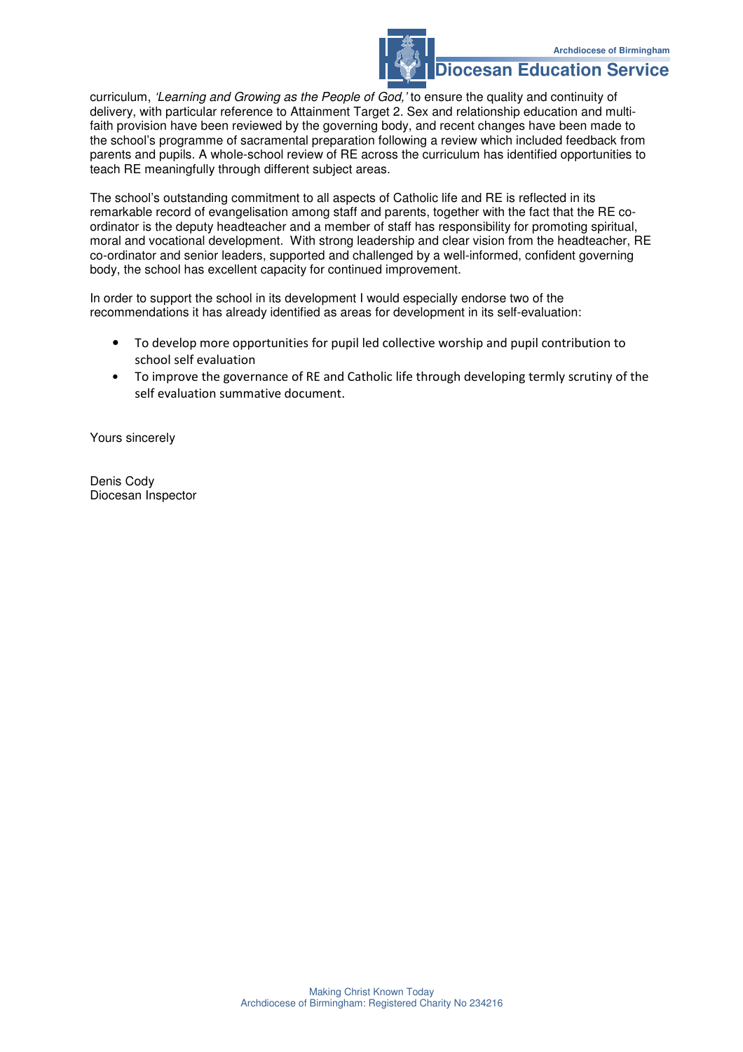curriculum, *'Learning and Growing as the People of God,'* to ensure the quality and continuity of delivery, with particular reference to Attainment Target 2. Sex and relationship education and multi-faith provision have been reviewed by the governing body, and recent changes have been made to the school's programme of sacramental preparation following a review which included feedback from parents and pupils. A whole-school review of RE across the curriculum has identified opportunities to teach RE meaningfully through different subject areas.

The school's outstanding commitment to all aspects of Catholic life and RE is reflected in its remarkable record of evangelisation among staff and parents, together with the fact that the RE co-ordinator is the deputy headteacher and a member of staff has responsibility for promoting spiritual, moral and vocational development. With strong leadership and clear vision from the headteacher, RE co-ordinator and senior leaders, supported and challenged by a well-informed, confident governing body, the school has excellent capacity for continued improvement.

In order to support the school in its development I would especially endorse two of the recommendations it has already identified as areas for development in its self-evaluation:

- To develop more opportunities for pupil led collective worship and pupil contribution to school self evaluation
- To improve the governance of RE and Catholic life through developing termly scrutiny of the self evaluation summative document.

Yours sincerely

Denis Cody
Diocesan Inspector